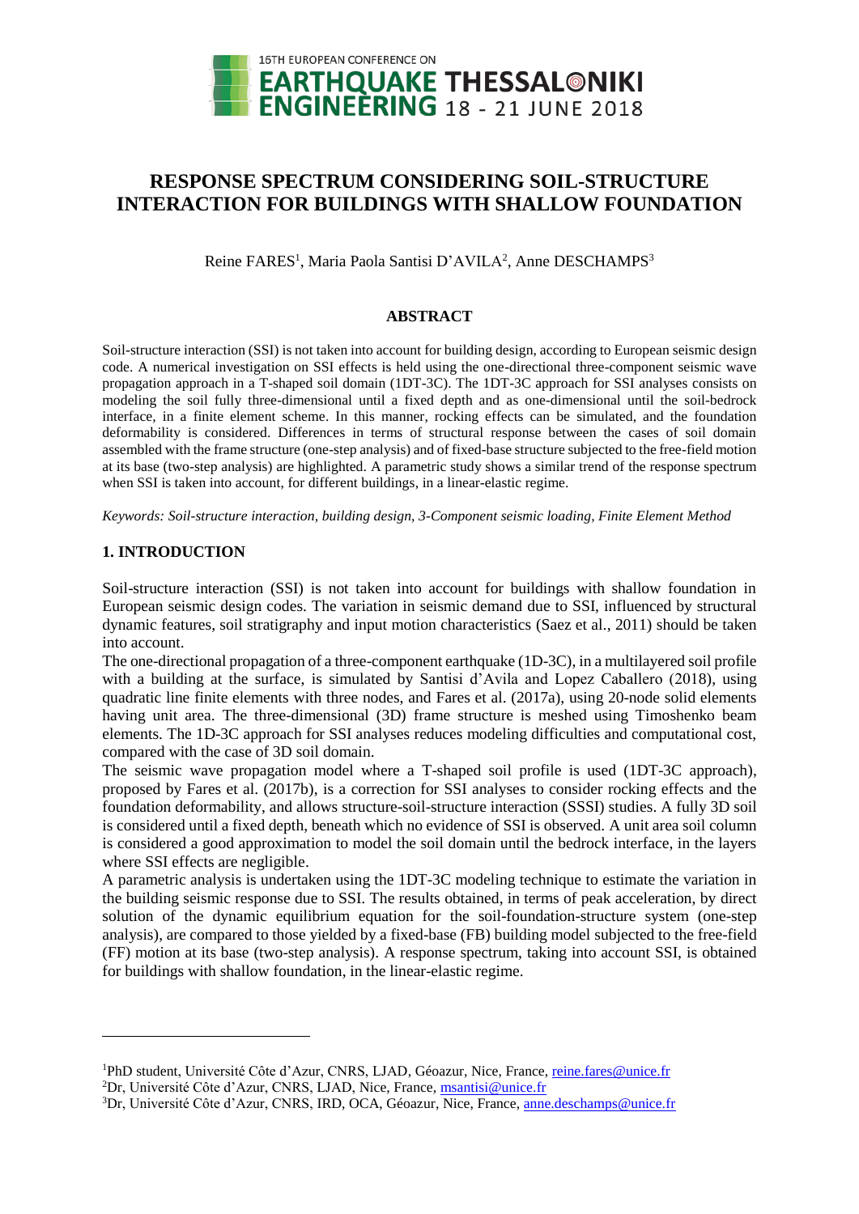# RESPONSE SPECTRUM CONSIDERING SOIL-STRUCTURE INTERACTION FOR BUILDINGS WITH SHALLOW FOUNDATION

Reine FARES[1], Maria Paola Santisi D'AVILA[2], Anne DESCHAMPS[3]

## ABSTRACT

Soil-structure interaction (SSI) is not taken into account for building design, according to European seismic design code. A numerical investigation on SSI effects is held using the one-directional three-component seismic wave propagation approach in a T-shaped soil domain (1DT-3C). The 1DT-3C approach for SSI analyses consists on modeling the soil fully three-dimensional until a fixed depth and as one-dimensional until the soil-bedrock interface, in a finite element scheme. In this manner, rocking effects can be simulated, and the foundation deformability is considered. Differences in terms of structural response between the cases of soil domain assembled with the frame structure (one-step analysis) and of fixed-base structure subjected to the free-field motion at its base (two-step analysis) are highlighted. A parametric study shows a similar trend of the response spectrum when SSI is taken into account, for different buildings, in a linear-elastic regime.

*Keywords: Soil-structure interaction, building design, 3-Component seismic loading, Finite Element Method*

## 1. INTRODUCTION

Soil-structure interaction (SSI) is not taken into account for buildings with shallow foundation in European seismic design codes. The variation in seismic demand due to SSI, influenced by structural dynamic features, soil stratigraphy and input motion characteristics (Saez et al., 2011) should be taken into account.

The one-directional propagation of a three-component earthquake (1D-3C), in a multilayered soil profile with a building at the surface, is simulated by Santisi d'Avila and Lopez Caballero (2018), using quadratic line finite elements with three nodes, and Fares et al. (2017a), using 20-node solid elements having unit area. The three-dimensional (3D) frame structure is meshed using Timoshenko beam elements. The 1D-3C approach for SSI analyses reduces modeling difficulties and computational cost, compared with the case of 3D soil domain.

The seismic wave propagation model where a T-shaped soil profile is used (1DT-3C approach), proposed by Fares et al. (2017b), is a correction for SSI analyses to consider rocking effects and the foundation deformability, and allows structure-soil-structure interaction (SSSI) studies. A fully 3D soil is considered until a fixed depth, beneath which no evidence of SSI is observed. A unit area soil column is considered a good approximation to model the soil domain until the bedrock interface, in the layers where SSI effects are negligible.

A parametric analysis is undertaken using the 1DT-3C modeling technique to estimate the variation in the building seismic response due to SSI. The results obtained, in terms of peak acceleration, by direct solution of the dynamic equilibrium equation for the soil-foundation-structure system (one-step analysis), are compared to those yielded by a fixed-base (FB) building model subjected to the free-field (FF) motion at its base (two-step analysis). A response spectrum, taking into account SSI, is obtained for buildings with shallow foundation, in the linear-elastic regime.

---

[1]PhD student, Université Côte d'Azur, CNRS, LJAD, Géoazur, Nice, France, reine.fares@unice.fr

[2]Dr, Université Côte d'Azur, CNRS, LJAD, Nice, France, msantisi@unice.fr

[3]Dr, Université Côte d'Azur, CNRS, IRD, OCA, Géoazur, Nice, France, anne.deschamps@unice.fr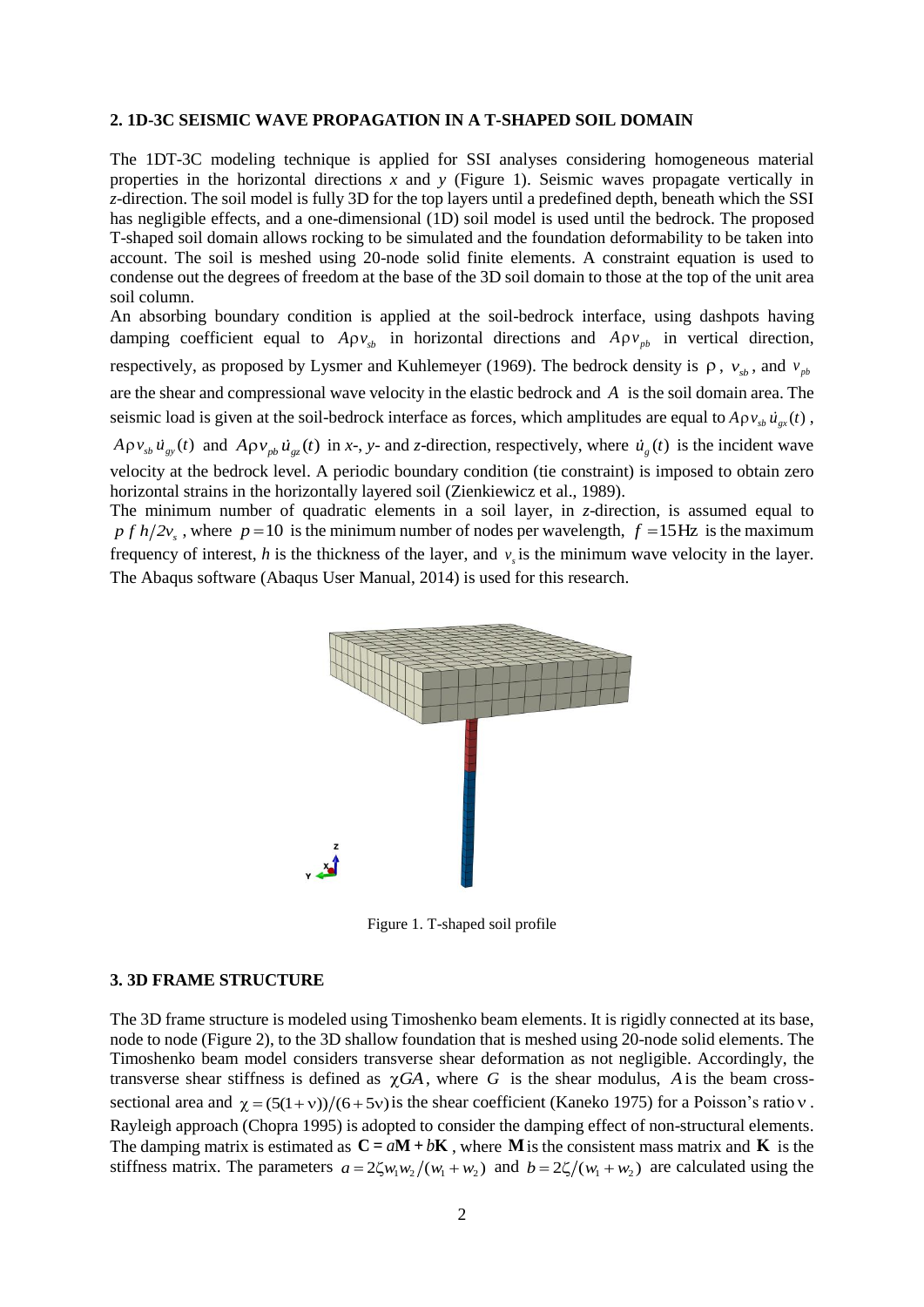## 2. 1D-3C SEISMIC WAVE PROPAGATION IN A T-SHAPED SOIL DOMAIN

The 1DT-3C modeling technique is applied for SSI analyses considering homogeneous material properties in the horizontal directions *x* and *y* (Figure 1). Seismic waves propagate vertically in *z*-direction. The soil model is fully 3D for the top layers until a predefined depth, beneath which the SSI has negligible effects, and a one-dimensional (1D) soil model is used until the bedrock. The proposed T-shaped soil domain allows rocking to be simulated and the foundation deformability to be taken into account. The soil is meshed using 20-node solid finite elements. A constraint equation is used to condense out the degrees of freedom at the base of the 3D soil domain to those at the top of the unit area soil column.

An absorbing boundary condition is applied at the soil-bedrock interface, using dashpots having damping coefficient equal to $A\rho v_{sb}$ in horizontal directions and $A\rho v_{pb}$ in vertical direction, respectively, as proposed by Lysmer and Kuhlemeyer (1969). The bedrock density is $\rho$, $v_{sb}$, and $v_{pb}$ are the shear and compressional wave velocity in the elastic bedrock and $A$ is the soil domain area. The seismic load is given at the soil-bedrock interface as forces, which amplitudes are equal to $A\rho v_{sb}\,\dot{u}_{gx}(t)$, $A\rho v_{sb}\,\dot{u}_{gy}(t)$ and $A\rho v_{pb}\,\dot{u}_{gz}(t)$ in *x*-, *y*- and *z*-direction, respectively, where $\dot{u}_g(t)$ is the incident wave velocity at the bedrock level. A periodic boundary condition (tie constraint) is imposed to obtain zero horizontal strains in the horizontally layered soil (Zienkiewicz et al., 1989).

The minimum number of quadratic elements in a soil layer, in *z*-direction, is assumed equal to $p\,f\,h/2v_s$, where $p = 10$ is the minimum number of nodes per wavelength, $f = 15\,\text{Hz}$ is the maximum frequency of interest, *h* is the thickness of the layer, and $v_s$ is the minimum wave velocity in the layer. The Abaqus software (Abaqus User Manual, 2014) is used for this research.

Figure 1. T-shaped soil profile

## 3. 3D FRAME STRUCTURE

The 3D frame structure is modeled using Timoshenko beam elements. It is rigidly connected at its base, node to node (Figure 2), to the 3D shallow foundation that is meshed using 20-node solid elements. The Timoshenko beam model considers transverse shear deformation as not negligible. Accordingly, the transverse shear stiffness is defined as $\chi GA$, where $G$ is the shear modulus, $A$ is the beam cross-sectional area and $\chi = (5(1+\nu))/(6+5\nu)$ is the shear coefficient (Kaneko 1975) for a Poisson's ratio $\nu$. Rayleigh approach (Chopra 1995) is adopted to consider the damping effect of non-structural elements. The damping matrix is estimated as $\mathbf{C} = a\mathbf{M} + b\mathbf{K}$, where $\mathbf{M}$ is the consistent mass matrix and $\mathbf{K}$ is the stiffness matrix. The parameters $a = 2\zeta w_1 w_2/(w_1 + w_2)$ and $b = 2\zeta/(w_1 + w_2)$ are calculated using the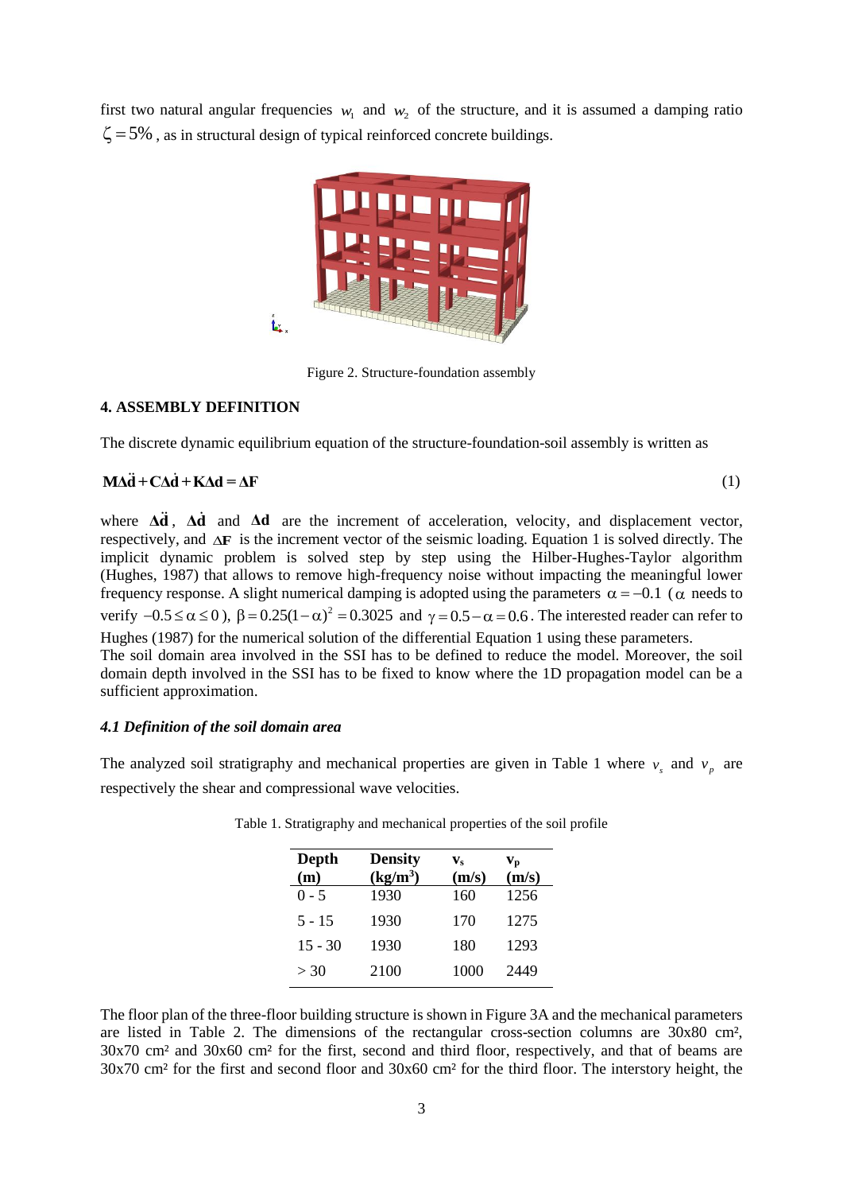first two natural angular frequencies $w_1$ and $w_2$ of the structure, and it is assumed a damping ratio $\zeta = 5\%$, as in structural design of typical reinforced concrete buildings.

Figure 2. Structure-foundation assembly

### 4. ASSEMBLY DEFINITION

The discrete dynamic equilibrium equation of the structure-foundation-soil assembly is written as

$$\mathbf{M}\Delta\ddot{\mathbf{d}} + \mathbf{C}\Delta\dot{\mathbf{d}} + \mathbf{K}\Delta\mathbf{d} = \Delta\mathbf{F} \tag{1}$$

where $\Delta\ddot{\mathbf{d}}$, $\Delta\dot{\mathbf{d}}$ and $\Delta\mathbf{d}$ are the increment of acceleration, velocity, and displacement vector, respectively, and $\Delta\mathbf{F}$ is the increment vector of the seismic loading. Equation 1 is solved directly. The implicit dynamic problem is solved step by step using the Hilber-Hughes-Taylor algorithm (Hughes, 1987) that allows to remove high-frequency noise without impacting the meaningful lower frequency response. A slight numerical damping is adopted using the parameters $\alpha = -0.1$ ($\alpha$ needs to verify $-0.5 \leq \alpha \leq 0$), $\beta = 0.25(1-\alpha)^2 = 0.3025$ and $\gamma = 0.5 - \alpha = 0.6$. The interested reader can refer to Hughes (1987) for the numerical solution of the differential Equation 1 using these parameters.
The soil domain area involved in the SSI has to be defined to reduce the model. Moreover, the soil domain depth involved in the SSI has to be fixed to know where the 1D propagation model can be a sufficient approximation.

#### *4.1 Definition of the soil domain area*

The analyzed soil stratigraphy and mechanical properties are given in Table 1 where $v_s$ and $v_p$ are respectively the shear and compressional wave velocities.

Table 1. Stratigraphy and mechanical properties of the soil profile

| Depth (m) | Density (kg/m$^3$) | $v_s$ (m/s) | $v_p$ (m/s) |
|---|---|---|---|
| 0 - 5 | 1930 | 160 | 1256 |
| 5 - 15 | 1930 | 170 | 1275 |
| 15 - 30 | 1930 | 180 | 1293 |
| > 30 | 2100 | 1000 | 2449 |

The floor plan of the three-floor building structure is shown in Figure 3A and the mechanical parameters are listed in Table 2. The dimensions of the rectangular cross-section columns are 30x80 cm², 30x70 cm² and 30x60 cm² for the first, second and third floor, respectively, and that of beams are 30x70 cm² for the first and second floor and 30x60 cm² for the third floor. The interstory height, the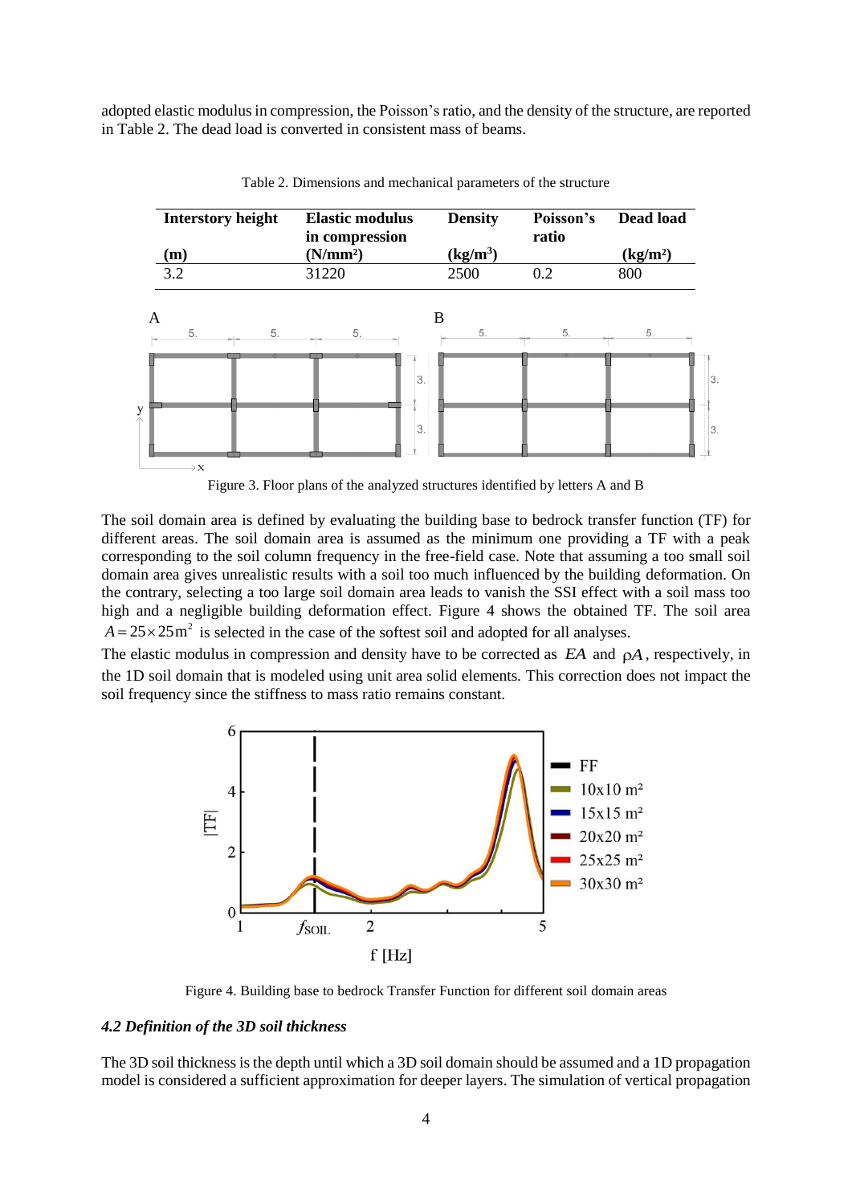adopted elastic modulus in compression, the Poisson's ratio, and the density of the structure, are reported in Table 2. The dead load is converted in consistent mass of beams.

Table 2. Dimensions and mechanical parameters of the structure

| Interstory height (m) | Elastic modulus in compression (N/mm²) | Density (kg/m³) | Poisson's ratio | Dead load (kg/m²) |
|---|---|---|---|---|
| 3.2 | 31220 | 2500 | 0.2 | 800 |

Figure 3. Floor plans of the analyzed structures identified by letters A and B

The soil domain area is defined by evaluating the building base to bedrock transfer function (TF) for different areas. The soil domain area is assumed as the minimum one providing a TF with a peak corresponding to the soil column frequency in the free-field case. Note that assuming a too small soil domain area gives unrealistic results with a soil too much influenced by the building deformation. On the contrary, selecting a too large soil domain area leads to vanish the SSI effect with a soil mass too high and a negligible building deformation effect. Figure 4 shows the obtained TF. The soil area $A = 25 \times 25\,\text{m}^2$ is selected in the case of the softest soil and adopted for all analyses.

The elastic modulus in compression and density have to be corrected as $EA$ and $\rho A$, respectively, in the 1D soil domain that is modeled using unit area solid elements. This correction does not impact the soil frequency since the stiffness to mass ratio remains constant.

Figure 4. Building base to bedrock Transfer Function for different soil domain areas

#### *4.2 Definition of the 3D soil thickness*

The 3D soil thickness is the depth until which a 3D soil domain should be assumed and a 1D propagation model is considered a sufficient approximation for deeper layers. The simulation of vertical propagation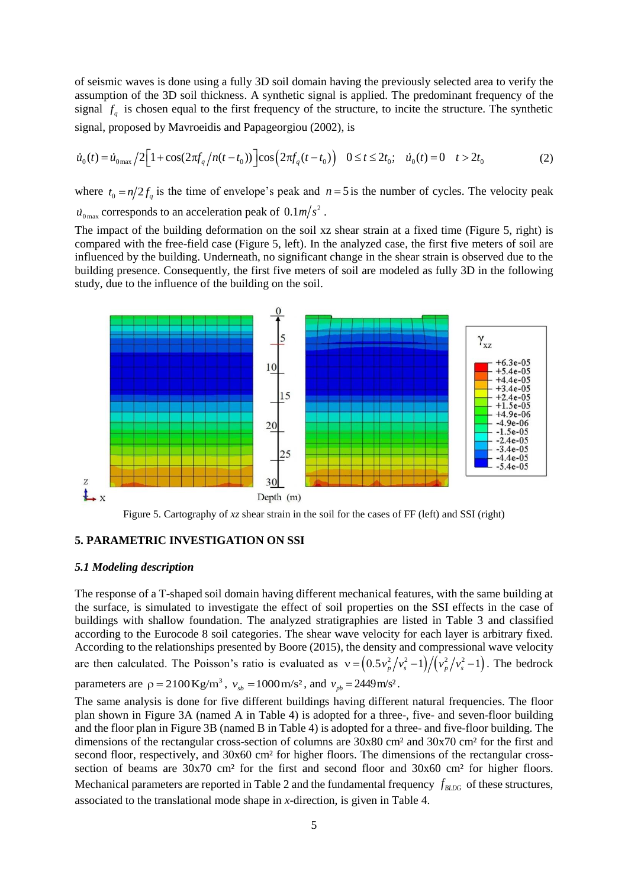of seismic waves is done using a fully 3D soil domain having the previously selected area to verify the assumption of the 3D soil thickness. A synthetic signal is applied. The predominant frequency of the signal $f_q$ is chosen equal to the first frequency of the structure, to incite the structure. The synthetic signal, proposed by Mavroeidis and Papageorgiou (2002), is

$$\dot{u}_0(t) = \dot{u}_{0\max}/2\left[1+\cos(2\pi f_q/n(t-t_0))\right]\cos\left(2\pi f_q(t-t_0)\right) \quad 0 \le t \le 2t_0; \quad \dot{u}_0(t) = 0 \quad t > 2t_0 \tag{2}$$

where $t_0 = n/2f_q$ is the time of envelope's peak and $n = 5$ is the number of cycles. The velocity peak $\dot{u}_{0\max}$ corresponds to an acceleration peak of $0.1 m/s^2$.

The impact of the building deformation on the soil xz shear strain at a fixed time (Figure 5, right) is compared with the free-field case (Figure 5, left). In the analyzed case, the first five meters of soil are influenced by the building. Underneath, no significant change in the shear strain is observed due to the building presence. Consequently, the first five meters of soil are modeled as fully 3D in the following study, due to the influence of the building on the soil.

Figure 5. Cartography of *xz* shear strain in the soil for the cases of FF (left) and SSI (right)

## 5. PARAMETRIC INVESTIGATION ON SSI

### *5.1 Modeling description*

The response of a T-shaped soil domain having different mechanical features, with the same building at the surface, is simulated to investigate the effect of soil properties on the SSI effects in the case of buildings with shallow foundation. The analyzed stratigraphies are listed in Table 3 and classified according to the Eurocode 8 soil categories. The shear wave velocity for each layer is arbitrary fixed. According to the relationships presented by Boore (2015), the density and compressional wave velocity are then calculated. The Poisson's ratio is evaluated as $\nu = \left(0.5v_p^2/v_s^2 - 1\right)/\left(v_p^2/v_s^2 - 1\right)$. The bedrock parameters are $\rho = 2100\,\text{Kg/m}^3$, $v_{sb} = 1000\,\text{m/s}^2$, and $v_{pb} = 2449\,\text{m/s}^2$.

The same analysis is done for five different buildings having different natural frequencies. The floor plan shown in Figure 3A (named A in Table 4) is adopted for a three-, five- and seven-floor building and the floor plan in Figure 3B (named B in Table 4) is adopted for a three- and five-floor building. The dimensions of the rectangular cross-section of columns are 30x80 cm² and 30x70 cm² for the first and second floor, respectively, and 30x60 cm² for higher floors. The dimensions of the rectangular cross-section of beams are 30x70 cm² for the first and second floor and 30x60 cm² for higher floors. Mechanical parameters are reported in Table 2 and the fundamental frequency $f_{BLDG}$ of these structures, associated to the translational mode shape in *x*-direction, is given in Table 4.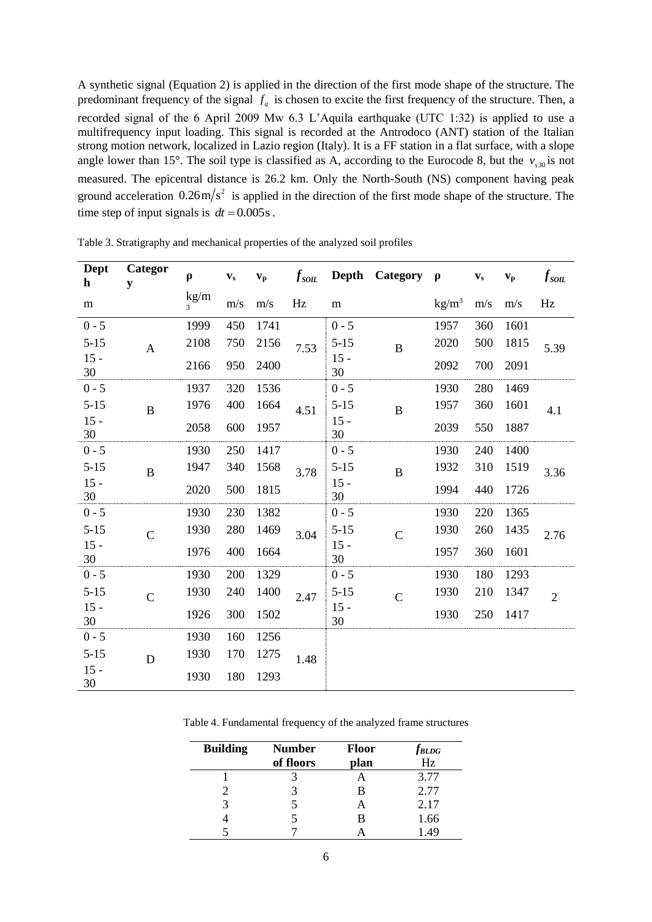A synthetic signal (Equation 2) is applied in the direction of the first mode shape of the structure. The predominant frequency of the signal $f_q$ is chosen to excite the first frequency of the structure. Then, a recorded signal of the 6 April 2009 Mw 6.3 L'Aquila earthquake (UTC 1:32) is applied to use a multifrequency input loading. This signal is recorded at the Antrodoco (ANT) station of the Italian strong motion network, localized in Lazio region (Italy). It is a FF station in a flat surface, with a slope angle lower than 15°. The soil type is classified as A, according to the Eurocode 8, but the $v_{s30}$ is not measured. The epicentral distance is 26.2 km. Only the North-South (NS) component having peak ground acceleration $0.26\,\mathrm{m/s^2}$ is applied in the direction of the first mode shape of the structure. The time step of input signals is $dt = 0.005\,\mathrm{s}$.

Table 3. Stratigraphy and mechanical properties of the analyzed soil profiles

| Depth | Category | ρ | $v_s$ | $v_p$ | $f_{SOIL}$ | Depth | Category | ρ | $v_s$ | $v_p$ | $f_{SOIL}$ |
|---|---|---|---|---|---|---|---|---|---|---|---|
| m | | kg/m³ | m/s | m/s | Hz | m | | kg/m³ | m/s | m/s | Hz |
| 0 - 5 | A | 1999 | 450 | 1741 | 7.53 | 0 - 5 | B | 1957 | 360 | 1601 | 5.39 |
| 5-15 | | 2108 | 750 | 2156 | | 5-15 | | 2020 | 500 | 1815 | |
| 15 - 30 | | 2166 | 950 | 2400 | | 15 - 30 | | 2092 | 700 | 2091 | |
| 0 - 5 | B | 1937 | 320 | 1536 | 4.51 | 0 - 5 | B | 1930 | 280 | 1469 | 4.1 |
| 5-15 | | 1976 | 400 | 1664 | | 5-15 | | 1957 | 360 | 1601 | |
| 15 - 30 | | 2058 | 600 | 1957 | | 15 - 30 | | 2039 | 550 | 1887 | |
| 0 - 5 | B | 1930 | 250 | 1417 | 3.78 | 0 - 5 | B | 1930 | 240 | 1400 | 3.36 |
| 5-15 | | 1947 | 340 | 1568 | | 5-15 | | 1932 | 310 | 1519 | |
| 15 - 30 | | 2020 | 500 | 1815 | | 15 - 30 | | 1994 | 440 | 1726 | |
| 0 - 5 | C | 1930 | 230 | 1382 | 3.04 | 0 - 5 | C | 1930 | 220 | 1365 | 2.76 |
| 5-15 | | 1930 | 280 | 1469 | | 5-15 | | 1930 | 260 | 1435 | |
| 15 - 30 | | 1976 | 400 | 1664 | | 15 - 30 | | 1957 | 360 | 1601 | |
| 0 - 5 | C | 1930 | 200 | 1329 | 2.47 | 0 - 5 | C | 1930 | 180 | 1293 | 2 |
| 5-15 | | 1930 | 240 | 1400 | | 5-15 | | 1930 | 210 | 1347 | |
| 15 - 30 | | 1926 | 300 | 1502 | | 15 - 30 | | 1930 | 250 | 1417 | |
| 0 - 5 | D | 1930 | 160 | 1256 | 1.48 | | | | | | |
| 5-15 | | 1930 | 170 | 1275 | | | | | | | |
| 15 - 30 | | 1930 | 180 | 1293 | | | | | | | |

Table 4. Fundamental frequency of the analyzed frame structures

| Building | Number of floors | Floor plan | $f_{BLDG}$ Hz |
|---|---|---|---|
| 1 | 3 | A | 3.77 |
| 2 | 3 | B | 2.77 |
| 3 | 5 | A | 2.17 |
| 4 | 5 | B | 1.66 |
| 5 | 7 | A | 1.49 |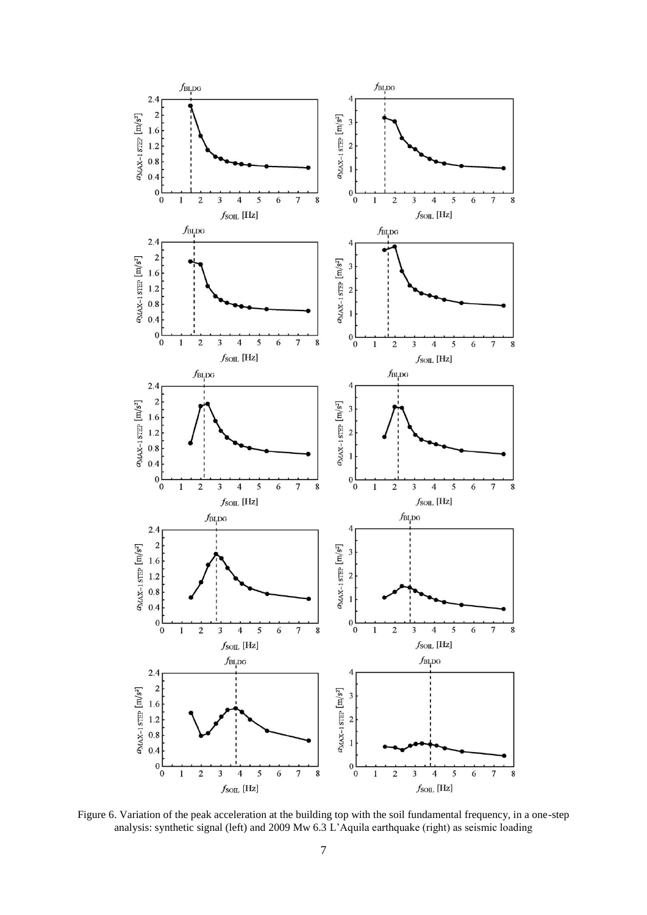Figure 6. Variation of the peak acceleration at the building top with the soil fundamental frequency, in a one-step analysis: synthetic signal (left) and 2009 Mw 6.3 L'Aquila earthquake (right) as seismic loading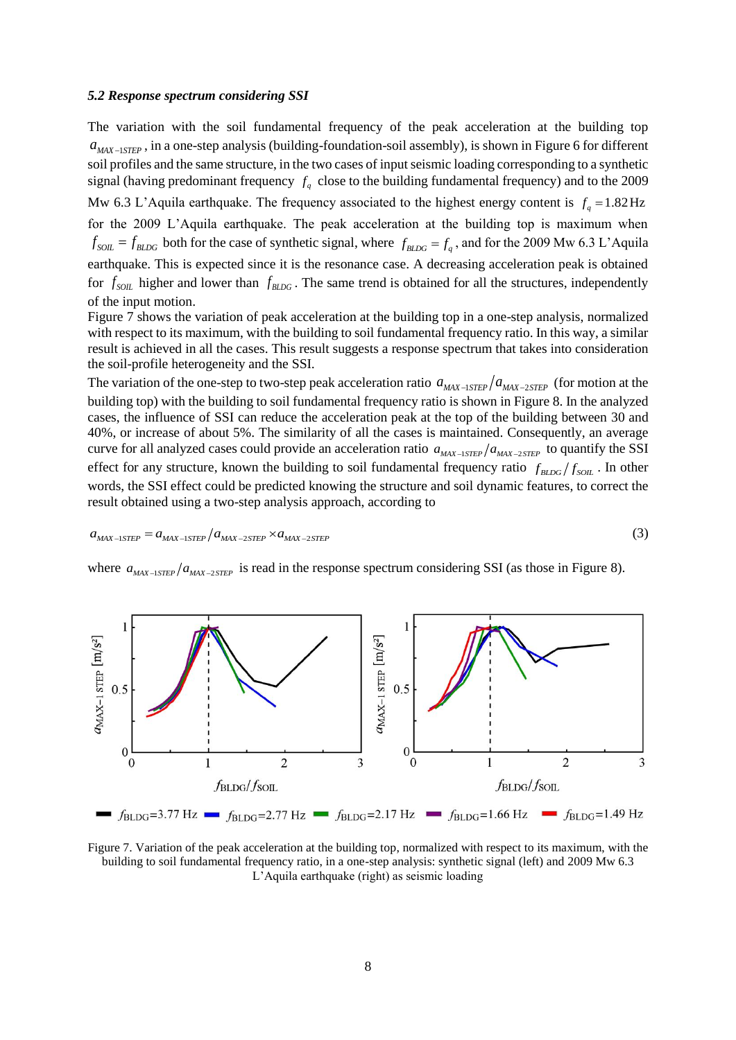### *5.2 Response spectrum considering SSI*

The variation with the soil fundamental frequency of the peak acceleration at the building top $a_{MAX-1STEP}$, in a one-step analysis (building-foundation-soil assembly), is shown in Figure 6 for different soil profiles and the same structure, in the two cases of input seismic loading corresponding to a synthetic signal (having predominant frequency $f_q$ close to the building fundamental frequency) and to the 2009 Mw 6.3 L'Aquila earthquake. The frequency associated to the highest energy content is $f_q = 1.82\,\text{Hz}$ for the 2009 L'Aquila earthquake. The peak acceleration at the building top is maximum when $f_{SOIL} = f_{BLDG}$ both for the case of synthetic signal, where $f_{BLDG} = f_q$, and for the 2009 Mw 6.3 L'Aquila earthquake. This is expected since it is the resonance case. A decreasing acceleration peak is obtained for $f_{SOIL}$ higher and lower than $f_{BLDG}$. The same trend is obtained for all the structures, independently of the input motion.

Figure 7 shows the variation of peak acceleration at the building top in a one-step analysis, normalized with respect to its maximum, with the building to soil fundamental frequency ratio. In this way, a similar result is achieved in all the cases. This result suggests a response spectrum that takes into consideration the soil-profile heterogeneity and the SSI.

The variation of the one-step to two-step peak acceleration ratio $a_{MAX-1STEP}/a_{MAX-2STEP}$ (for motion at the building top) with the building to soil fundamental frequency ratio is shown in Figure 8. In the analyzed cases, the influence of SSI can reduce the acceleration peak at the top of the building between 30 and 40%, or increase of about 5%. The similarity of all the cases is maintained. Consequently, an average curve for all analyzed cases could provide an acceleration ratio $a_{MAX-1STEP}/a_{MAX-2STEP}$ to quantify the SSI effect for any structure, known the building to soil fundamental frequency ratio $f_{BLDG}/f_{SOIL}$. In other words, the SSI effect could be predicted knowing the structure and soil dynamic features, to correct the result obtained using a two-step analysis approach, according to

$$a_{MAX-1STEP} = a_{MAX-1STEP}/a_{MAX-2STEP} \times a_{MAX-2STEP} \tag{3}$$

where $a_{MAX-1STEP}/a_{MAX-2STEP}$ is read in the response spectrum considering SSI (as those in Figure 8).

Figure 7. Variation of the peak acceleration at the building top, normalized with respect to its maximum, with the building to soil fundamental frequency ratio, in a one-step analysis: synthetic signal (left) and 2009 Mw 6.3 L'Aquila earthquake (right) as seismic loading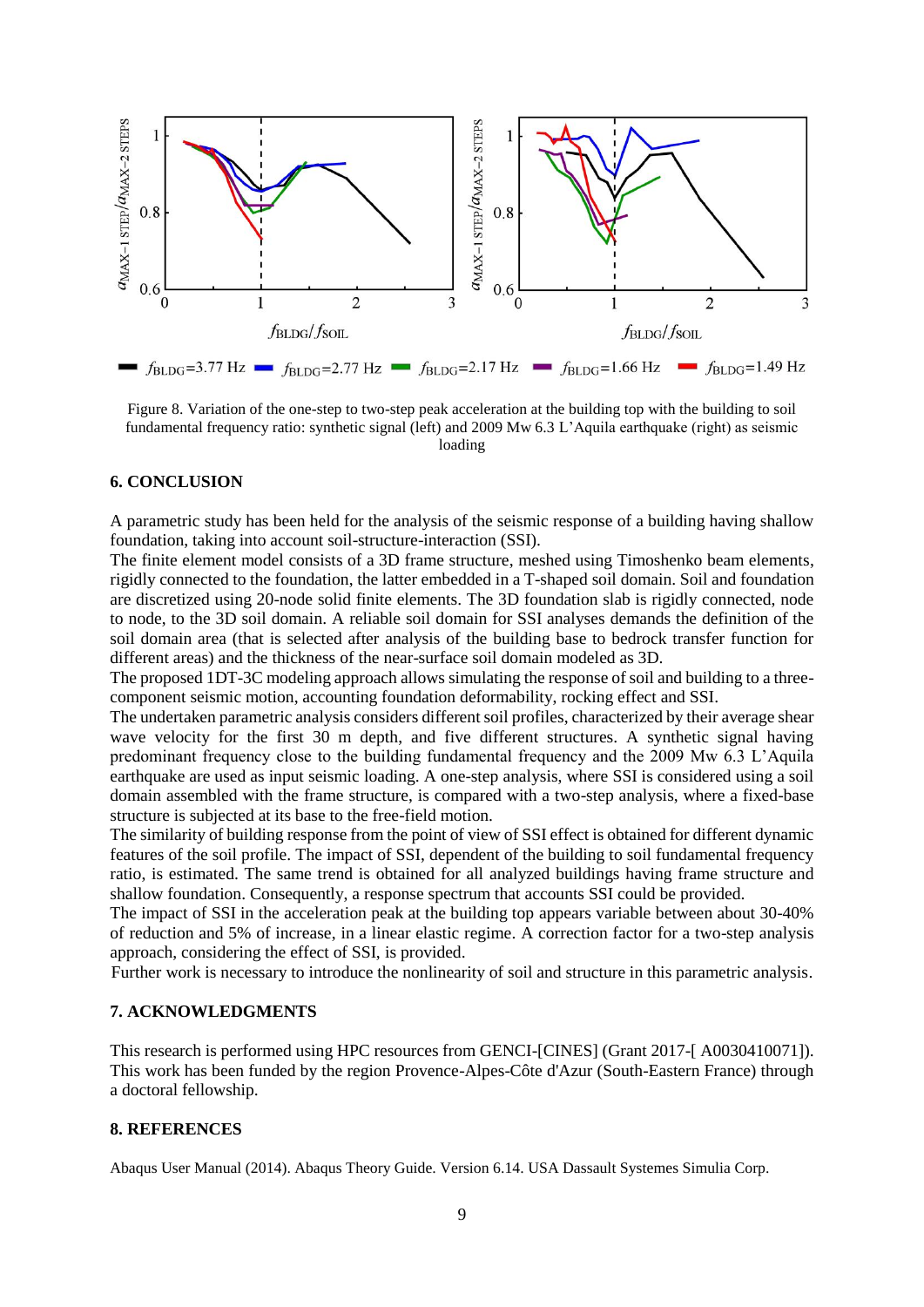Figure 8. Variation of the one-step to two-step peak acceleration at the building top with the building to soil fundamental frequency ratio: synthetic signal (left) and 2009 Mw 6.3 L'Aquila earthquake (right) as seismic loading

## 6. CONCLUSION

A parametric study has been held for the analysis of the seismic response of a building having shallow foundation, taking into account soil-structure-interaction (SSI).

The finite element model consists of a 3D frame structure, meshed using Timoshenko beam elements, rigidly connected to the foundation, the latter embedded in a T-shaped soil domain. Soil and foundation are discretized using 20-node solid finite elements. The 3D foundation slab is rigidly connected, node to node, to the 3D soil domain. A reliable soil domain for SSI analyses demands the definition of the soil domain area (that is selected after analysis of the building base to bedrock transfer function for different areas) and the thickness of the near-surface soil domain modeled as 3D.

The proposed 1DT-3C modeling approach allows simulating the response of soil and building to a three-component seismic motion, accounting foundation deformability, rocking effect and SSI.

The undertaken parametric analysis considers different soil profiles, characterized by their average shear wave velocity for the first 30 m depth, and five different structures. A synthetic signal having predominant frequency close to the building fundamental frequency and the 2009 Mw 6.3 L'Aquila earthquake are used as input seismic loading. A one-step analysis, where SSI is considered using a soil domain assembled with the frame structure, is compared with a two-step analysis, where a fixed-base structure is subjected at its base to the free-field motion.

The similarity of building response from the point of view of SSI effect is obtained for different dynamic features of the soil profile. The impact of SSI, dependent of the building to soil fundamental frequency ratio, is estimated. The same trend is obtained for all analyzed buildings having frame structure and shallow foundation. Consequently, a response spectrum that accounts SSI could be provided.

The impact of SSI in the acceleration peak at the building top appears variable between about 30-40% of reduction and 5% of increase, in a linear elastic regime. A correction factor for a two-step analysis approach, considering the effect of SSI, is provided.

Further work is necessary to introduce the nonlinearity of soil and structure in this parametric analysis.

## 7. ACKNOWLEDGMENTS

This research is performed using HPC resources from GENCI-[CINES] (Grant 2017-[ A0030410071]). This work has been funded by the region Provence-Alpes-Côte d'Azur (South-Eastern France) through a doctoral fellowship.

## 8. REFERENCES

Abaqus User Manual (2014). Abaqus Theory Guide. Version 6.14. USA Dassault Systemes Simulia Corp.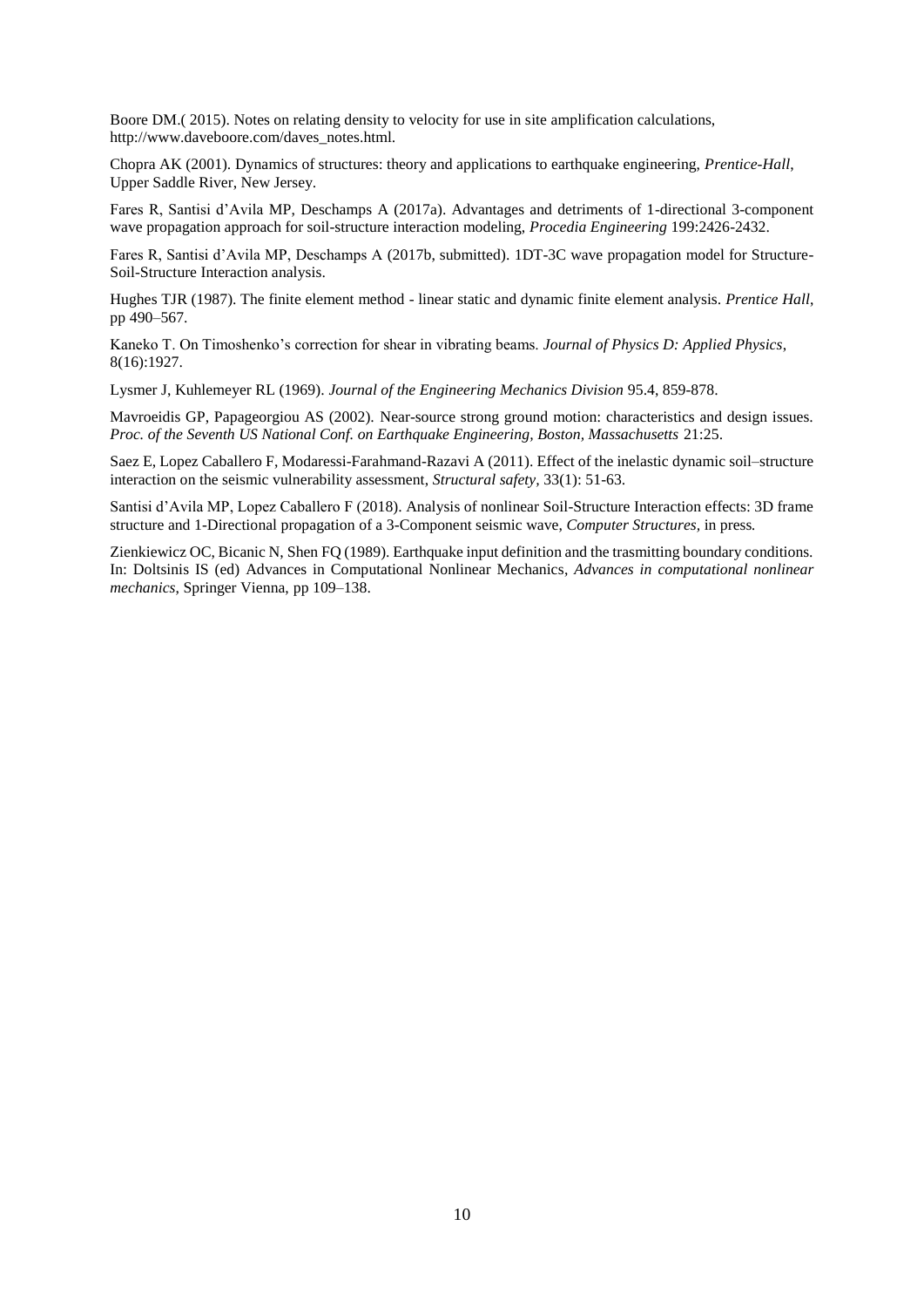Boore DM.( 2015). Notes on relating density to velocity for use in site amplification calculations, http://www.daveboore.com/daves_notes.html.

Chopra AK (2001). Dynamics of structures: theory and applications to earthquake engineering, *Prentice-Hall*, Upper Saddle River, New Jersey.

Fares R, Santisi d'Avila MP, Deschamps A (2017a). Advantages and detriments of 1-directional 3-component wave propagation approach for soil-structure interaction modeling, *Procedia Engineering* 199:2426-2432.

Fares R, Santisi d'Avila MP, Deschamps A (2017b, submitted). 1DT-3C wave propagation model for Structure-Soil-Structure Interaction analysis.

Hughes TJR (1987). The finite element method - linear static and dynamic finite element analysis. *Prentice Hall*, pp 490–567.

Kaneko T. On Timoshenko's correction for shear in vibrating beams. *Journal of Physics D: Applied Physics*, 8(16):1927.

Lysmer J, Kuhlemeyer RL (1969). *Journal of the Engineering Mechanics Division* 95.4, 859-878.

Mavroeidis GP, Papageorgiou AS (2002). Near-source strong ground motion: characteristics and design issues. *Proc. of the Seventh US National Conf. on Earthquake Engineering, Boston, Massachusetts* 21:25.

Saez E, Lopez Caballero F, Modaressi-Farahmand-Razavi A (2011). Effect of the inelastic dynamic soil–structure interaction on the seismic vulnerability assessment, *Structural safety*, 33(1): 51-63.

Santisi d'Avila MP, Lopez Caballero F (2018). Analysis of nonlinear Soil-Structure Interaction effects: 3D frame structure and 1-Directional propagation of a 3-Component seismic wave, *Computer Structures*, in press.

Zienkiewicz OC, Bicanic N, Shen FQ (1989). Earthquake input definition and the trasmitting boundary conditions. In: Doltsinis IS (ed) Advances in Computational Nonlinear Mechanics, *Advances in computational nonlinear mechanics*, Springer Vienna, pp 109–138.